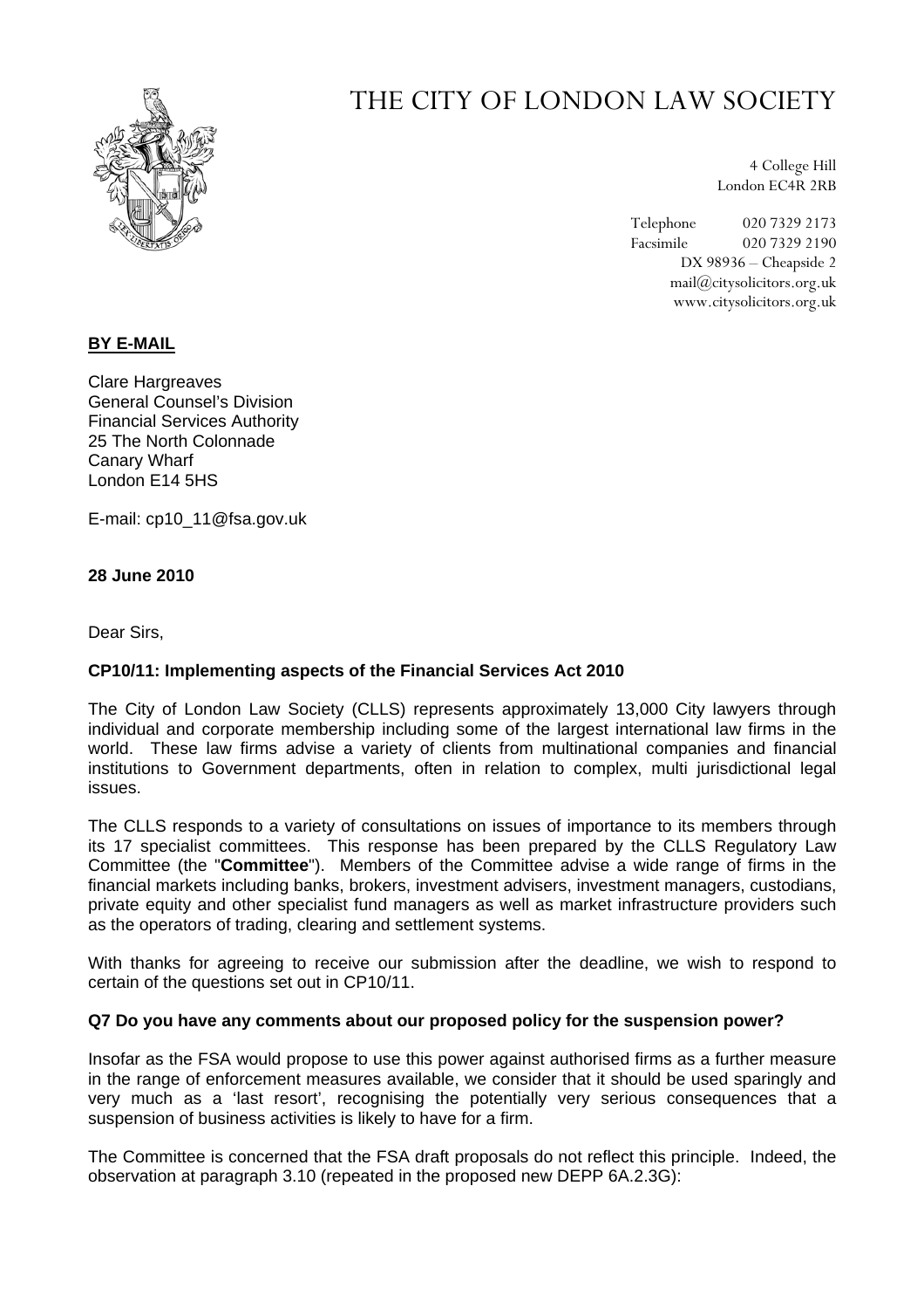# THE CITY OF LONDON LAW SOCIETY

4 College Hill
London EC4R 2RB

Telephone 020 7329 2173
Facsimile 020 7329 2190
DX 98936 – Cheapside 2
mail@citysolicitors.org.uk
www.citysolicitors.org.uk

**BY E-MAIL**

Clare Hargreaves
General Counsel's Division
Financial Services Authority
25 The North Colonnade
Canary Wharf
London E14 5HS

E-mail: cp10_11@fsa.gov.uk

**28 June 2010**

Dear Sirs,

**CP10/11: Implementing aspects of the Financial Services Act 2010**

The City of London Law Society (CLLS) represents approximately 13,000 City lawyers through individual and corporate membership including some of the largest international law firms in the world. These law firms advise a variety of clients from multinational companies and financial institutions to Government departments, often in relation to complex, multi jurisdictional legal issues.

The CLLS responds to a variety of consultations on issues of importance to its members through its 17 specialist committees. This response has been prepared by the CLLS Regulatory Law Committee (the "**Committee**"). Members of the Committee advise a wide range of firms in the financial markets including banks, brokers, investment advisers, investment managers, custodians, private equity and other specialist fund managers as well as market infrastructure providers such as the operators of trading, clearing and settlement systems.

With thanks for agreeing to receive our submission after the deadline, we wish to respond to certain of the questions set out in CP10/11.

**Q7 Do you have any comments about our proposed policy for the suspension power?**

Insofar as the FSA would propose to use this power against authorised firms as a further measure in the range of enforcement measures available, we consider that it should be used sparingly and very much as a 'last resort', recognising the potentially very serious consequences that a suspension of business activities is likely to have for a firm.

The Committee is concerned that the FSA draft proposals do not reflect this principle. Indeed, the observation at paragraph 3.10 (repeated in the proposed new DEPP 6A.2.3G):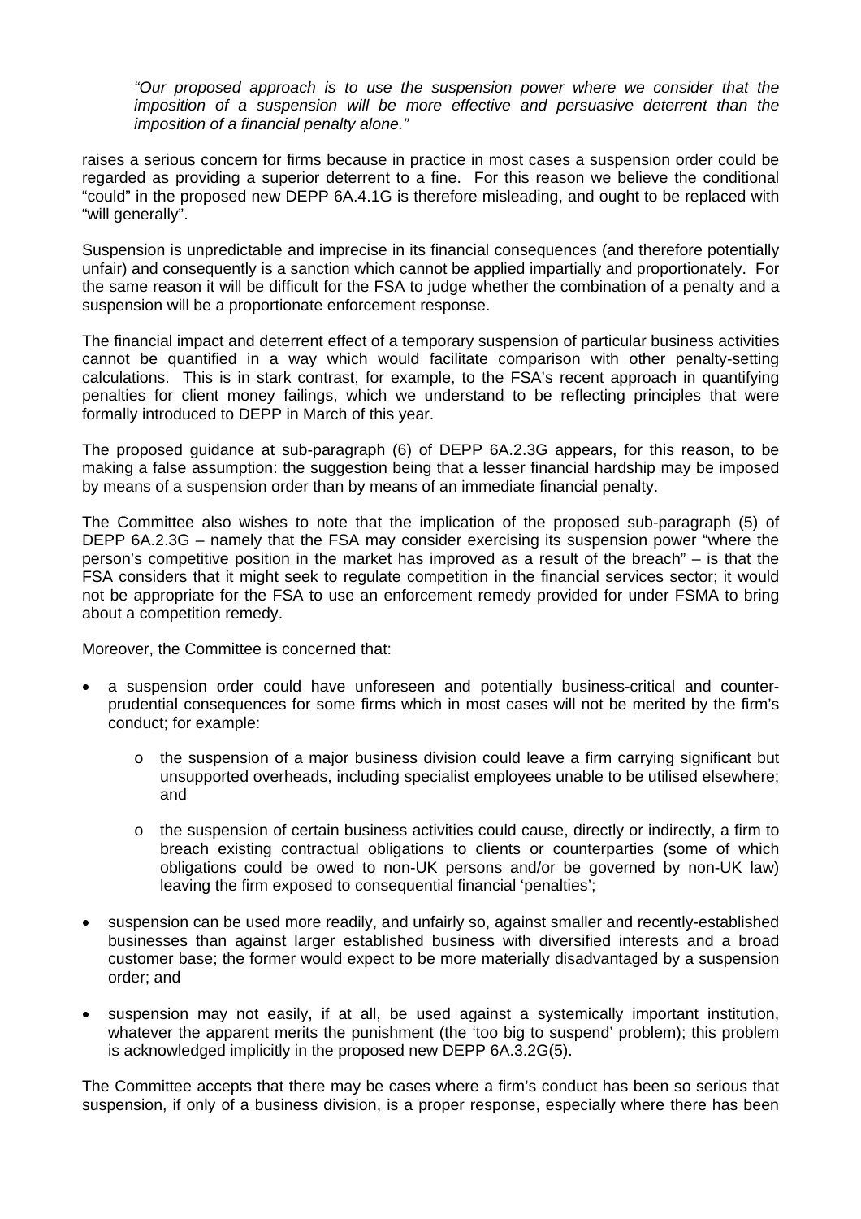*"Our proposed approach is to use the suspension power where we consider that the imposition of a suspension will be more effective and persuasive deterrent than the imposition of a financial penalty alone."*

raises a serious concern for firms because in practice in most cases a suspension order could be regarded as providing a superior deterrent to a fine. For this reason we believe the conditional "could" in the proposed new DEPP 6A.4.1G is therefore misleading, and ought to be replaced with "will generally".

Suspension is unpredictable and imprecise in its financial consequences (and therefore potentially unfair) and consequently is a sanction which cannot be applied impartially and proportionately. For the same reason it will be difficult for the FSA to judge whether the combination of a penalty and a suspension will be a proportionate enforcement response.

The financial impact and deterrent effect of a temporary suspension of particular business activities cannot be quantified in a way which would facilitate comparison with other penalty-setting calculations. This is in stark contrast, for example, to the FSA's recent approach in quantifying penalties for client money failings, which we understand to be reflecting principles that were formally introduced to DEPP in March of this year.

The proposed guidance at sub-paragraph (6) of DEPP 6A.2.3G appears, for this reason, to be making a false assumption: the suggestion being that a lesser financial hardship may be imposed by means of a suspension order than by means of an immediate financial penalty.

The Committee also wishes to note that the implication of the proposed sub-paragraph (5) of DEPP 6A.2.3G – namely that the FSA may consider exercising its suspension power "where the person's competitive position in the market has improved as a result of the breach" – is that the FSA considers that it might seek to regulate competition in the financial services sector; it would not be appropriate for the FSA to use an enforcement remedy provided for under FSMA to bring about a competition remedy.

Moreover, the Committee is concerned that:

- a suspension order could have unforeseen and potentially business-critical and counter-prudential consequences for some firms which in most cases will not be merited by the firm's conduct; for example:
    - the suspension of a major business division could leave a firm carrying significant but unsupported overheads, including specialist employees unable to be utilised elsewhere; and
    - the suspension of certain business activities could cause, directly or indirectly, a firm to breach existing contractual obligations to clients or counterparties (some of which obligations could be owed to non-UK persons and/or be governed by non-UK law) leaving the firm exposed to consequential financial 'penalties';
- suspension can be used more readily, and unfairly so, against smaller and recently-established businesses than against larger established business with diversified interests and a broad customer base; the former would expect to be more materially disadvantaged by a suspension order; and
- suspension may not easily, if at all, be used against a systemically important institution, whatever the apparent merits the punishment (the 'too big to suspend' problem); this problem is acknowledged implicitly in the proposed new DEPP 6A.3.2G(5).

The Committee accepts that there may be cases where a firm's conduct has been so serious that suspension, if only of a business division, is a proper response, especially where there has been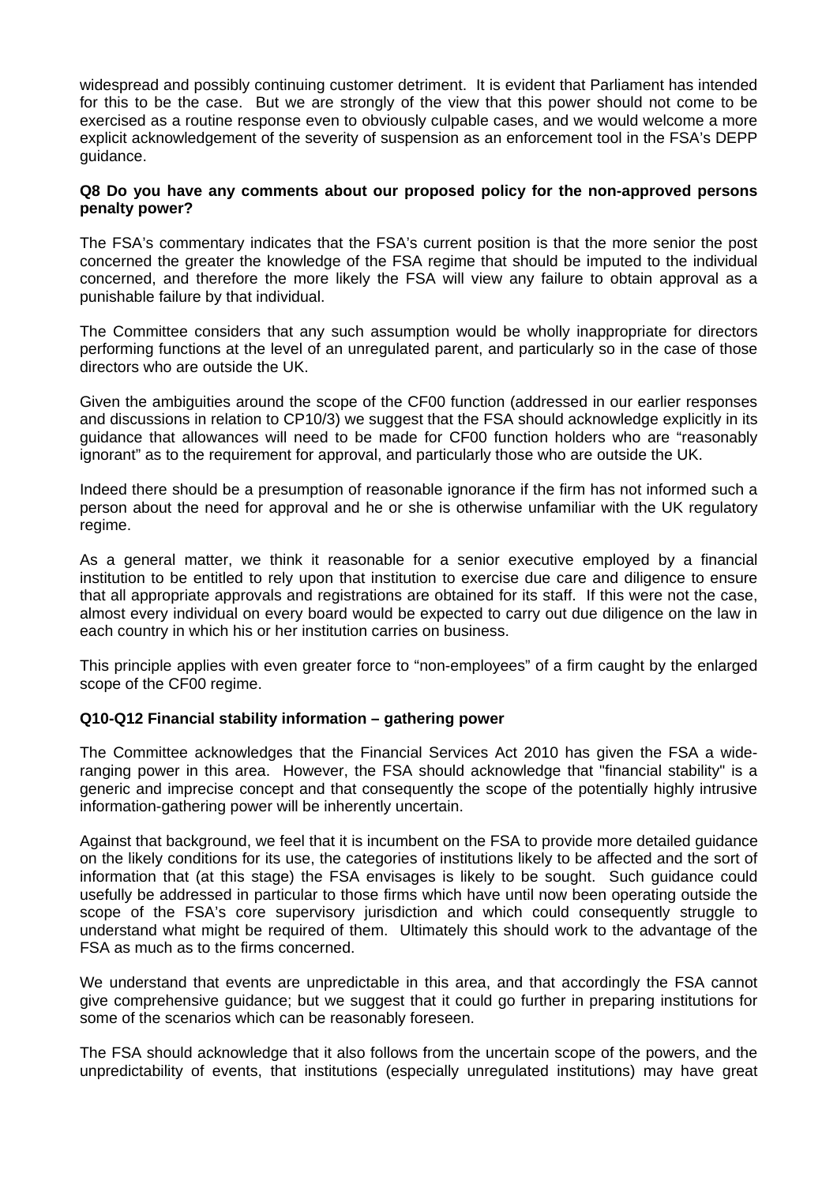widespread and possibly continuing customer detriment. It is evident that Parliament has intended for this to be the case. But we are strongly of the view that this power should not come to be exercised as a routine response even to obviously culpable cases, and we would welcome a more explicit acknowledgement of the severity of suspension as an enforcement tool in the FSA's DEPP guidance.

**Q8 Do you have any comments about our proposed policy for the non-approved persons penalty power?**

The FSA's commentary indicates that the FSA's current position is that the more senior the post concerned the greater the knowledge of the FSA regime that should be imputed to the individual concerned, and therefore the more likely the FSA will view any failure to obtain approval as a punishable failure by that individual.

The Committee considers that any such assumption would be wholly inappropriate for directors performing functions at the level of an unregulated parent, and particularly so in the case of those directors who are outside the UK.

Given the ambiguities around the scope of the CF00 function (addressed in our earlier responses and discussions in relation to CP10/3) we suggest that the FSA should acknowledge explicitly in its guidance that allowances will need to be made for CF00 function holders who are "reasonably ignorant" as to the requirement for approval, and particularly those who are outside the UK.

Indeed there should be a presumption of reasonable ignorance if the firm has not informed such a person about the need for approval and he or she is otherwise unfamiliar with the UK regulatory regime.

As a general matter, we think it reasonable for a senior executive employed by a financial institution to be entitled to rely upon that institution to exercise due care and diligence to ensure that all appropriate approvals and registrations are obtained for its staff. If this were not the case, almost every individual on every board would be expected to carry out due diligence on the law in each country in which his or her institution carries on business.

This principle applies with even greater force to "non-employees" of a firm caught by the enlarged scope of the CF00 regime.

**Q10-Q12 Financial stability information – gathering power**

The Committee acknowledges that the Financial Services Act 2010 has given the FSA a wide-ranging power in this area. However, the FSA should acknowledge that "financial stability" is a generic and imprecise concept and that consequently the scope of the potentially highly intrusive information-gathering power will be inherently uncertain.

Against that background, we feel that it is incumbent on the FSA to provide more detailed guidance on the likely conditions for its use, the categories of institutions likely to be affected and the sort of information that (at this stage) the FSA envisages is likely to be sought. Such guidance could usefully be addressed in particular to those firms which have until now been operating outside the scope of the FSA's core supervisory jurisdiction and which could consequently struggle to understand what might be required of them. Ultimately this should work to the advantage of the FSA as much as to the firms concerned.

We understand that events are unpredictable in this area, and that accordingly the FSA cannot give comprehensive guidance; but we suggest that it could go further in preparing institutions for some of the scenarios which can be reasonably foreseen.

The FSA should acknowledge that it also follows from the uncertain scope of the powers, and the unpredictability of events, that institutions (especially unregulated institutions) may have great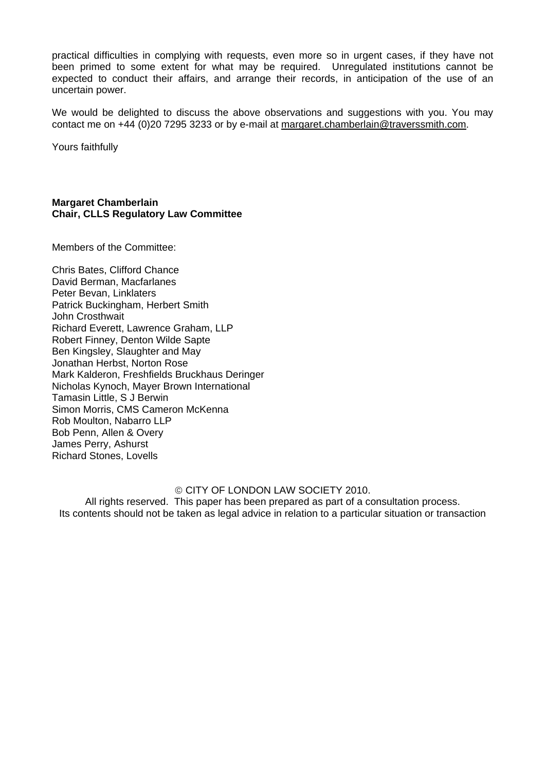practical difficulties in complying with requests, even more so in urgent cases, if they have not been primed to some extent for what may be required. Unregulated institutions cannot be expected to conduct their affairs, and arrange their records, in anticipation of the use of an uncertain power.

We would be delighted to discuss the above observations and suggestions with you. You may contact me on +44 (0)20 7295 3233 or by e-mail at margaret.chamberlain@traverssmith.com.

Yours faithfully

**Margaret Chamberlain**
**Chair, CLLS Regulatory Law Committee**

Members of the Committee:

Chris Bates, Clifford Chance
David Berman, Macfarlanes
Peter Bevan, Linklaters
Patrick Buckingham, Herbert Smith
John Crosthwait
Richard Everett, Lawrence Graham, LLP
Robert Finney, Denton Wilde Sapte
Ben Kingsley, Slaughter and May
Jonathan Herbst, Norton Rose
Mark Kalderon, Freshfields Bruckhaus Deringer
Nicholas Kynoch, Mayer Brown International
Tamasin Little, S J Berwin
Simon Morris, CMS Cameron McKenna
Rob Moulton, Nabarro LLP
Bob Penn, Allen & Overy
James Perry, Ashurst
Richard Stones, Lovells

© CITY OF LONDON LAW SOCIETY 2010.
All rights reserved. This paper has been prepared as part of a consultation process.
Its contents should not be taken as legal advice in relation to a particular situation or transaction